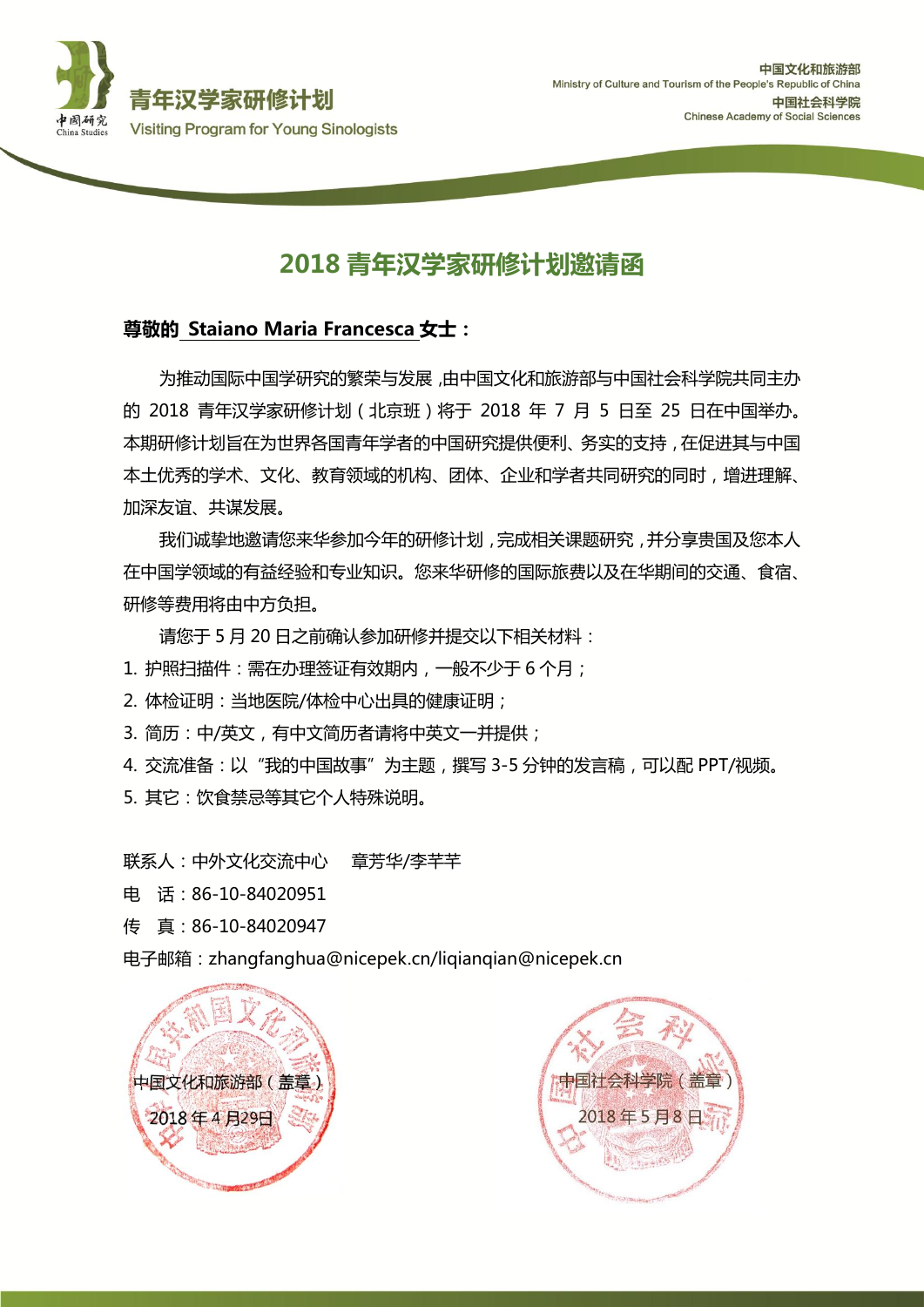青年汉学家研修计划
Visiting Program for Young Sinologists

中国文化和旅游部
Ministry of Culture and Tourism of the People's Republic of China
中国社会科学院
Chinese Academy of Social Sciences

# 2018 青年汉学家研修计划邀请函

**尊敬的 Staiano Maria Francesca 女士：**

为推动国际中国学研究的繁荣与发展，由中国文化和旅游部与中国社会科学院共同主办的 2018 青年汉学家研修计划（北京班）将于 2018 年 7 月 5 日至 25 日在中国举办。本期研修计划旨在为世界各国青年学者的中国研究提供便利、务实的支持，在促进其与中国本土优秀的学术、文化、教育领域的机构、团体、企业和学者共同研究的同时，增进理解、加深友谊、共谋发展。

我们诚挚地邀请您来华参加今年的研修计划，完成相关课题研究，并分享贵国及您本人在中国学领域的有益经验和专业知识。您来华研修的国际旅费以及在华期间的交通、食宿、研修等费用将由中方负担。

请您于 5 月 20 日之前确认参加研修并提交以下相关材料：

1. 护照扫描件：需在办理签证有效期内，一般不少于 6 个月；
2. 体检证明：当地医院/体检中心出具的健康证明；
3. 简历：中/英文，有中文简历者请将中英文一并提供；
4. 交流准备：以“我的中国故事”为主题，撰写 3-5 分钟的发言稿，可以配 PPT/视频。
5. 其它：饮食禁忌等其它个人特殊说明。

联系人：中外文化交流中心　章芳华/李芊芊
电　话：86-10-84020951
传　真：86-10-84020947
电子邮箱：zhangfanghua@nicepek.cn/liqianqian@nicepek.cn

中国文化和旅游部（盖章）
2018 年 4 月29日

中国社会科学院（盖章）
2018 年 5 月 8 日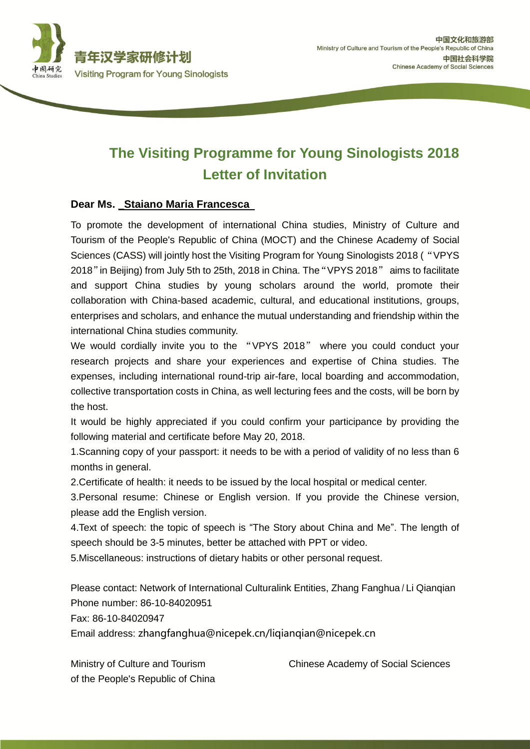# The Visiting Programme for Young Sinologists 2018
# Letter of Invitation

**Dear Ms. Staiano Maria Francesca**

To promote the development of international China studies, Ministry of Culture and Tourism of the People's Republic of China (MOCT) and the Chinese Academy of Social Sciences (CASS) will jointly host the Visiting Program for Young Sinologists 2018 ( "VPYS 2018" in Beijing) from July 5th to 25th, 2018 in China. The "VPYS 2018" aims to facilitate and support China studies by young scholars around the world, promote their collaboration with China-based academic, cultural, and educational institutions, groups, enterprises and scholars, and enhance the mutual understanding and friendship within the international China studies community.

We would cordially invite you to the "VPYS 2018" where you could conduct your research projects and share your experiences and expertise of China studies. The expenses, including international round-trip air-fare, local boarding and accommodation, collective transportation costs in China, as well lecturing fees and the costs, will be born by the host.

It would be highly appreciated if you could confirm your participance by providing the following material and certificate before May 20, 2018.

1.Scanning copy of your passport: it needs to be with a period of validity of no less than 6 months in general.

2.Certificate of health: it needs to be issued by the local hospital or medical center.

3.Personal resume: Chinese or English version. If you provide the Chinese version, please add the English version.

4.Text of speech: the topic of speech is "The Story about China and Me". The length of speech should be 3-5 minutes, better be attached with PPT or video.

5.Miscellaneous: instructions of dietary habits or other personal request.

Please contact: Network of International Culturalink Entities, Zhang Fanghua / Li Qianqian
Phone number: 86-10-84020951
Fax: 86-10-84020947
Email address: zhangfanghua@nicepek.cn/liqianqian@nicepek.cn

Ministry of Culture and Tourism of the People's Republic of China

Chinese Academy of Social Sciences